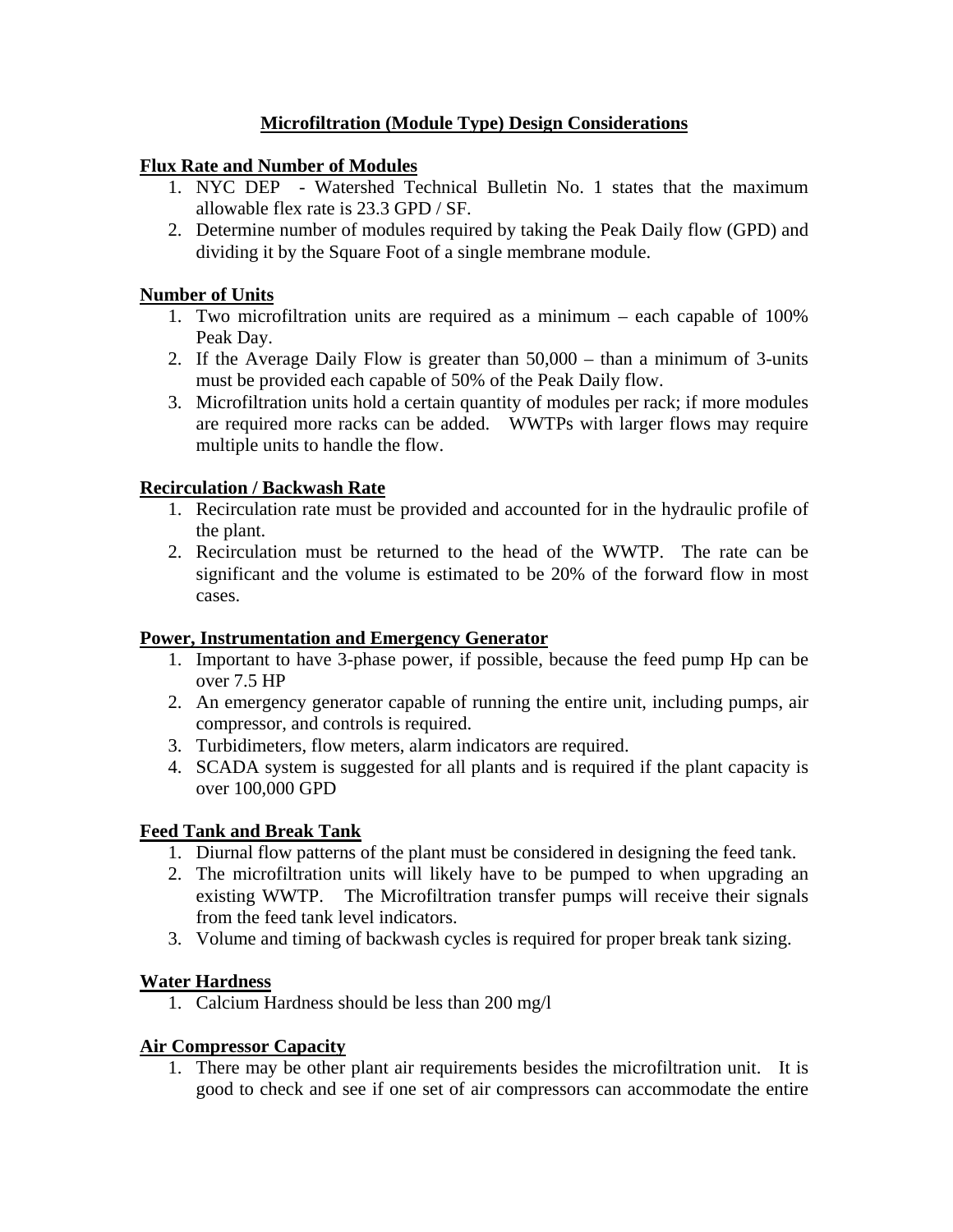# Microfiltration (Module Type) Design Considerations

## Flux Rate and Number of Modules

1. NYC DEP - Watershed Technical Bulletin No. 1 states that the maximum allowable flex rate is 23.3 GPD / SF.
2. Determine number of modules required by taking the Peak Daily flow (GPD) and dividing it by the Square Foot of a single membrane module.

## Number of Units

1. Two microfiltration units are required as a minimum – each capable of 100% Peak Day.
2. If the Average Daily Flow is greater than 50,000 – than a minimum of 3-units must be provided each capable of 50% of the Peak Daily flow.
3. Microfiltration units hold a certain quantity of modules per rack; if more modules are required more racks can be added. WWTPs with larger flows may require multiple units to handle the flow.

## Recirculation / Backwash Rate

1. Recirculation rate must be provided and accounted for in the hydraulic profile of the plant.
2. Recirculation must be returned to the head of the WWTP. The rate can be significant and the volume is estimated to be 20% of the forward flow in most cases.

## Power, Instrumentation and Emergency Generator

1. Important to have 3-phase power, if possible, because the feed pump Hp can be over 7.5 HP
2. An emergency generator capable of running the entire unit, including pumps, air compressor, and controls is required.
3. Turbidimeters, flow meters, alarm indicators are required.
4. SCADA system is suggested for all plants and is required if the plant capacity is over 100,000 GPD

## Feed Tank and Break Tank

1. Diurnal flow patterns of the plant must be considered in designing the feed tank.
2. The microfiltration units will likely have to be pumped to when upgrading an existing WWTP. The Microfiltration transfer pumps will receive their signals from the feed tank level indicators.
3. Volume and timing of backwash cycles is required for proper break tank sizing.

## Water Hardness

1. Calcium Hardness should be less than 200 mg/l

## Air Compressor Capacity

1. There may be other plant air requirements besides the microfiltration unit. It is good to check and see if one set of air compressors can accommodate the entire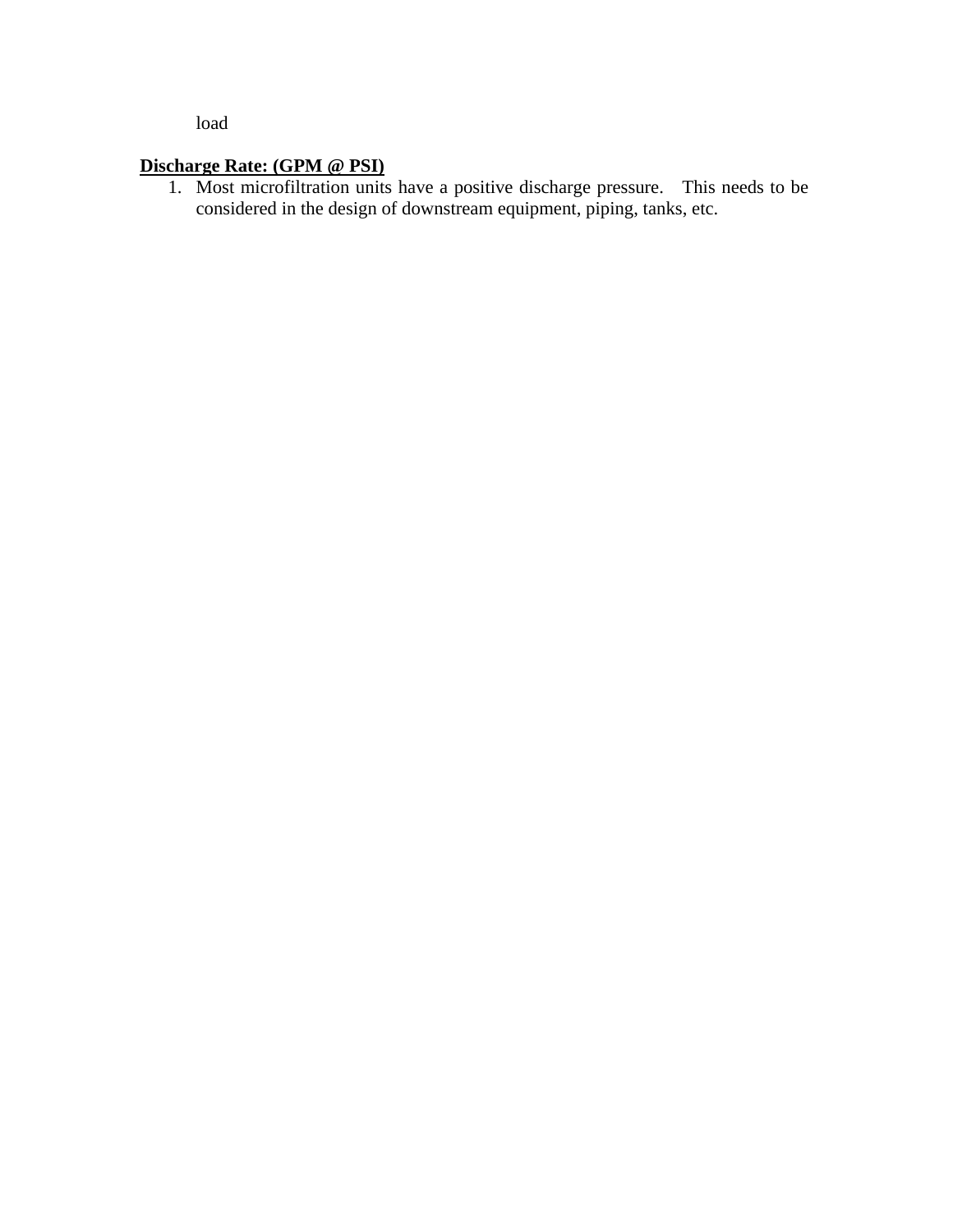load

**Discharge Rate: (GPM @ PSI)**

1. Most microfiltration units have a positive discharge pressure. This needs to be considered in the design of downstream equipment, piping, tanks, etc.